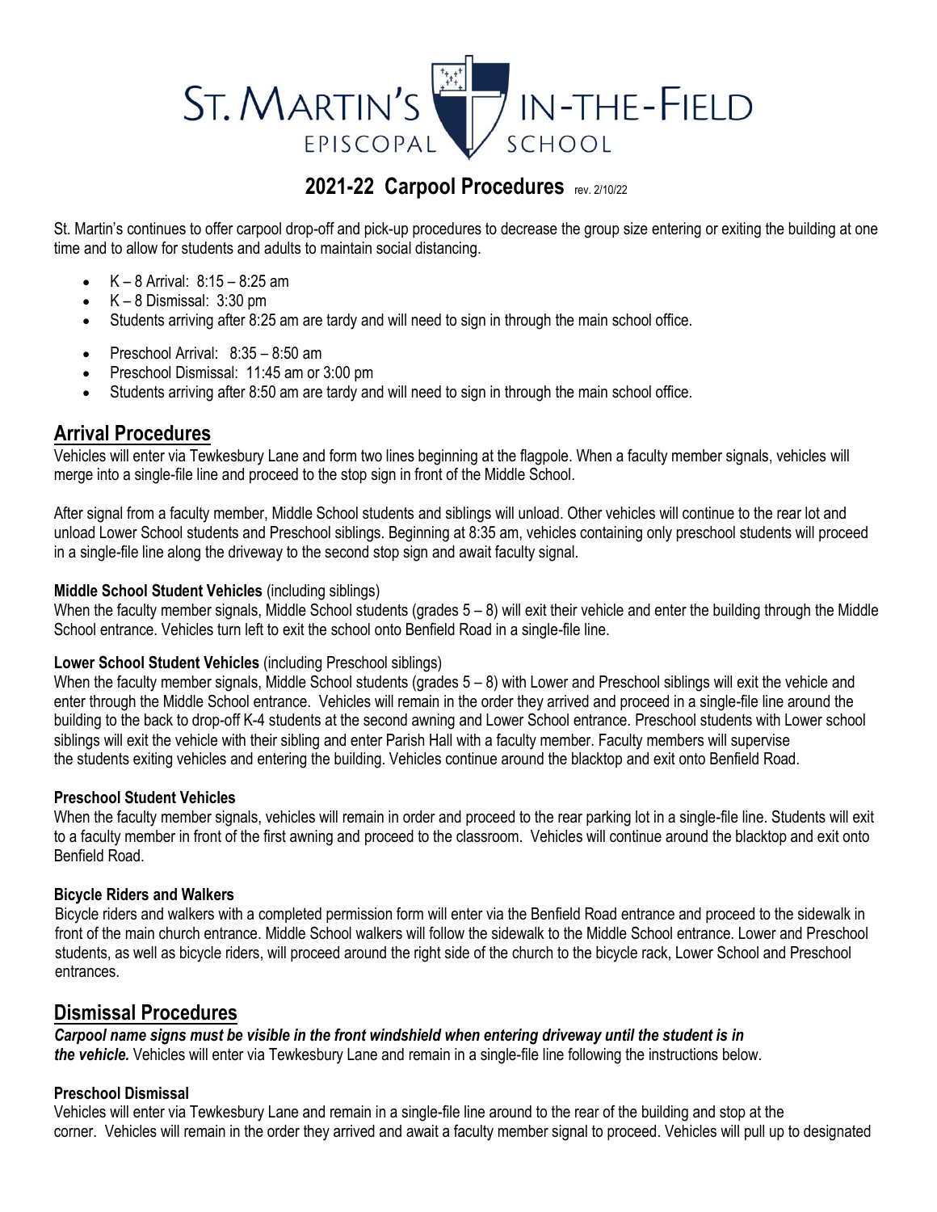# ST. MARTIN'S IN-THE-FIELD EPISCOPAL SCHOOL

## 2021-22 Carpool Procedures rev. 2/10/22

St. Martin's continues to offer carpool drop-off and pick-up procedures to decrease the group size entering or exiting the building at one time and to allow for students and adults to maintain social distancing.

- K – 8 Arrival: 8:15 – 8:25 am
- K – 8 Dismissal: 3:30 pm
- Students arriving after 8:25 am are tardy and will need to sign in through the main school office.

- Preschool Arrival: 8:35 – 8:50 am
- Preschool Dismissal: 11:45 am or 3:00 pm
- Students arriving after 8:50 am are tardy and will need to sign in through the main school office.

## Arrival Procedures

Vehicles will enter via Tewkesbury Lane and form two lines beginning at the flagpole. When a faculty member signals, vehicles will merge into a single-file line and proceed to the stop sign in front of the Middle School.

After signal from a faculty member, Middle School students and siblings will unload. Other vehicles will continue to the rear lot and unload Lower School students and Preschool siblings. Beginning at 8:35 am, vehicles containing only preschool students will proceed in a single-file line along the driveway to the second stop sign and await faculty signal.

**Middle School Student Vehicles** (including siblings)

When the faculty member signals, Middle School students (grades 5 – 8) will exit their vehicle and enter the building through the Middle School entrance. Vehicles turn left to exit the school onto Benfield Road in a single-file line.

**Lower School Student Vehicles** (including Preschool siblings)

When the faculty member signals, Middle School students (grades 5 – 8) with Lower and Preschool siblings will exit the vehicle and enter through the Middle School entrance. Vehicles will remain in the order they arrived and proceed in a single-file line around the building to the back to drop-off K-4 students at the second awning and Lower School entrance. Preschool students with Lower school siblings will exit the vehicle with their sibling and enter Parish Hall with a faculty member. Faculty members will supervise the students exiting vehicles and entering the building. Vehicles continue around the blacktop and exit onto Benfield Road.

**Preschool Student Vehicles**

When the faculty member signals, vehicles will remain in order and proceed to the rear parking lot in a single-file line. Students will exit to a faculty member in front of the first awning and proceed to the classroom. Vehicles will continue around the blacktop and exit onto Benfield Road.

**Bicycle Riders and Walkers**

Bicycle riders and walkers with a completed permission form will enter via the Benfield Road entrance and proceed to the sidewalk in front of the main church entrance. Middle School walkers will follow the sidewalk to the Middle School entrance. Lower and Preschool students, as well as bicycle riders, will proceed around the right side of the church to the bicycle rack, Lower School and Preschool entrances.

## Dismissal Procedures

***Carpool name signs must be visible in the front windshield when entering driveway until the student is in the vehicle.*** Vehicles will enter via Tewkesbury Lane and remain in a single-file line following the instructions below.

**Preschool Dismissal**

Vehicles will enter via Tewkesbury Lane and remain in a single-file line around to the rear of the building and stop at the corner. Vehicles will remain in the order they arrived and await a faculty member signal to proceed. Vehicles will pull up to designated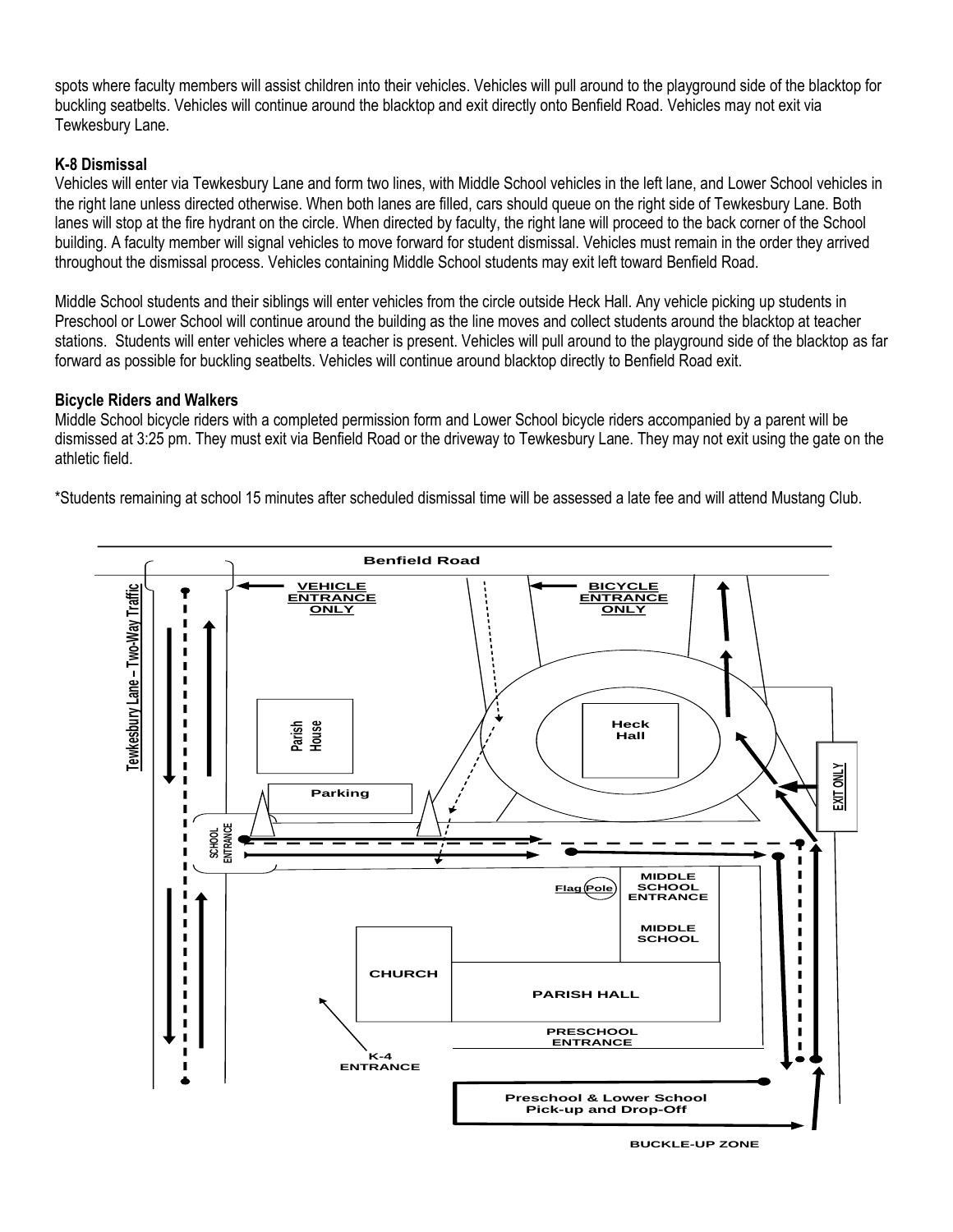spots where faculty members will assist children into their vehicles. Vehicles will pull around to the playground side of the blacktop for buckling seatbelts. Vehicles will continue around the blacktop and exit directly onto Benfield Road. Vehicles may not exit via Tewkesbury Lane.

### K-8 Dismissal

Vehicles will enter via Tewkesbury Lane and form two lines, with Middle School vehicles in the left lane, and Lower School vehicles in the right lane unless directed otherwise. When both lanes are filled, cars should queue on the right side of Tewkesbury Lane. Both lanes will stop at the fire hydrant on the circle. When directed by faculty, the right lane will proceed to the back corner of the School building. A faculty member will signal vehicles to move forward for student dismissal. Vehicles must remain in the order they arrived throughout the dismissal process. Vehicles containing Middle School students may exit left toward Benfield Road.

Middle School students and their siblings will enter vehicles from the circle outside Heck Hall. Any vehicle picking up students in Preschool or Lower School will continue around the building as the line moves and collect students around the blacktop at teacher stations. Students will enter vehicles where a teacher is present. Vehicles will pull around to the playground side of the blacktop as far forward as possible for buckling seatbelts. Vehicles will continue around blacktop directly to Benfield Road exit.

### Bicycle Riders and Walkers

Middle School bicycle riders with a completed permission form and Lower School bicycle riders accompanied by a parent will be dismissed at 3:25 pm. They must exit via Benfield Road or the driveway to Tewkesbury Lane. They may not exit using the gate on the athletic field.

*Students remaining at school 15 minutes after scheduled dismissal time will be assessed a late fee and will attend Mustang Club.

Benfield Road

VEHICLE ENTRANCE ONLY

BICYCLE ENTRANCE ONLY

Tewkesbury Lane – Two-Way Traffic

Parish House

Parking

Heck Hall

EXIT ONLY

SCHOOL ENTRANCE

Flag Pole

MIDDLE SCHOOL ENTRANCE

MIDDLE SCHOOL

CHURCH

PARISH HALL

PRESCHOOL ENTRANCE

K-4 ENTRANCE

Preschool & Lower School Pick-up and Drop-Off

BUCKLE-UP ZONE